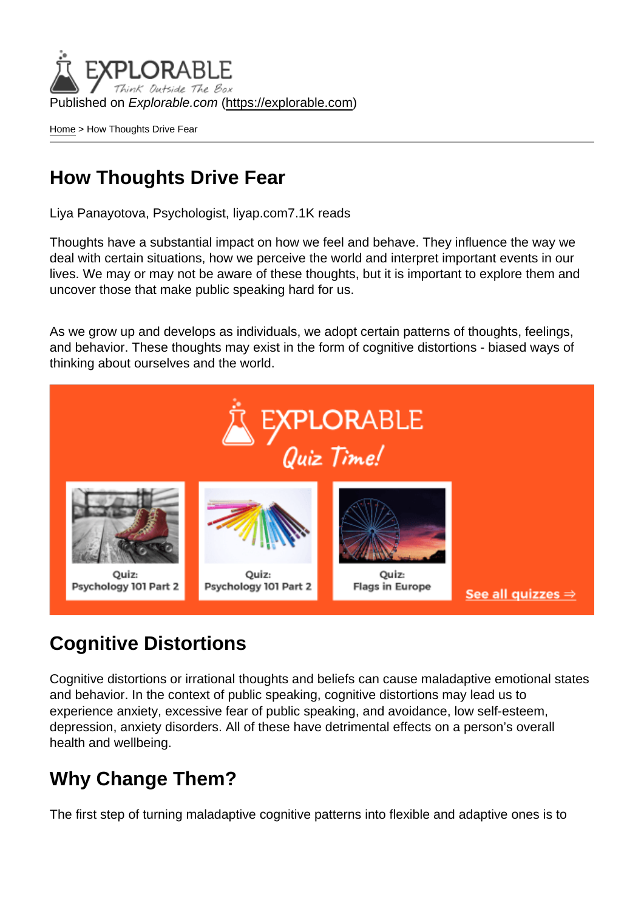Published on *Explorable.com* (https://explorable.com)

Home > How Thoughts Drive Fear

# How Thoughts Drive Fear

Liya Panayotova, Psychologist, liyap.com7.1K reads

Thoughts have a substantial impact on how we feel and behave. They influence the way we deal with certain situations, how we perceive the world and interpret important events in our lives. We may or may not be aware of these thoughts, but it is important to explore them and uncover those that make public speaking hard for us.

As we grow up and develops as individuals, we adopt certain patterns of thoughts, feelings, and behavior. These thoughts may exist in the form of cognitive distortions - biased ways of thinking about ourselves and the world.

## Cognitive Distortions

Cognitive distortions or irrational thoughts and beliefs can cause maladaptive emotional states and behavior. In the context of public speaking, cognitive distortions may lead us to experience anxiety, excessive fear of public speaking, and avoidance, low self-esteem, depression, anxiety disorders. All of these have detrimental effects on a person's overall health and wellbeing.

## Why Change Them?

The first step of turning maladaptive cognitive patterns into flexible and adaptive ones is to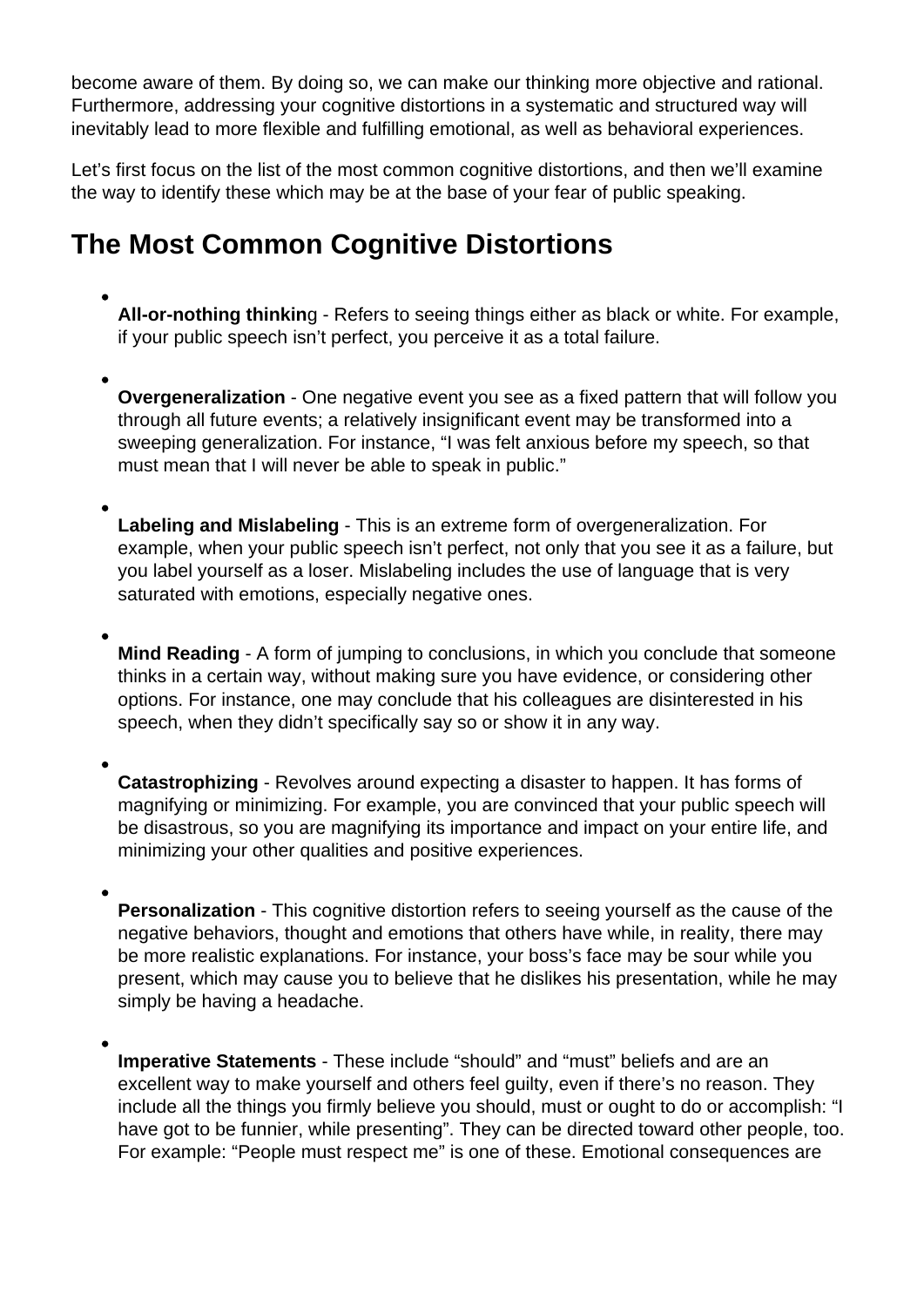become aware of them. By doing so, we can make our thinking more objective and rational. Furthermore, addressing your cognitive distortions in a systematic and structured way will inevitably lead to more flexible and fulfilling emotional, as well as behavioral experiences.

Let's first focus on the list of the most common cognitive distortions, and then we'll examine the way to identify these which may be at the base of your fear of public speaking.

## The Most Common Cognitive Distortions

- **All-or-nothing thinkin**g - Refers to seeing things either as black or white. For example, if your public speech isn't perfect, you perceive it as a total failure.

- **Overgeneralization** - One negative event you see as a fixed pattern that will follow you through all future events; a relatively insignificant event may be transformed into a sweeping generalization. For instance, "I was felt anxious before my speech, so that must mean that I will never be able to speak in public."

- **Labeling and Mislabeling** - This is an extreme form of overgeneralization. For example, when your public speech isn't perfect, not only that you see it as a failure, but you label yourself as a loser. Mislabeling includes the use of language that is very saturated with emotions, especially negative ones.

- **Mind Reading** - A form of jumping to conclusions, in which you conclude that someone thinks in a certain way, without making sure you have evidence, or considering other options. For instance, one may conclude that his colleagues are disinterested in his speech, when they didn't specifically say so or show it in any way.

- **Catastrophizing** - Revolves around expecting a disaster to happen. It has forms of magnifying or minimizing. For example, you are convinced that your public speech will be disastrous, so you are magnifying its importance and impact on your entire life, and minimizing your other qualities and positive experiences.

- **Personalization** - This cognitive distortion refers to seeing yourself as the cause of the negative behaviors, thought and emotions that others have while, in reality, there may be more realistic explanations. For instance, your boss's face may be sour while you present, which may cause you to believe that he dislikes his presentation, while he may simply be having a headache.

- **Imperative Statements** - These include "should" and "must" beliefs and are an excellent way to make yourself and others feel guilty, even if there's no reason. They include all the things you firmly believe you should, must or ought to do or accomplish: "I have got to be funnier, while presenting". They can be directed toward other people, too. For example: "People must respect me" is one of these. Emotional consequences are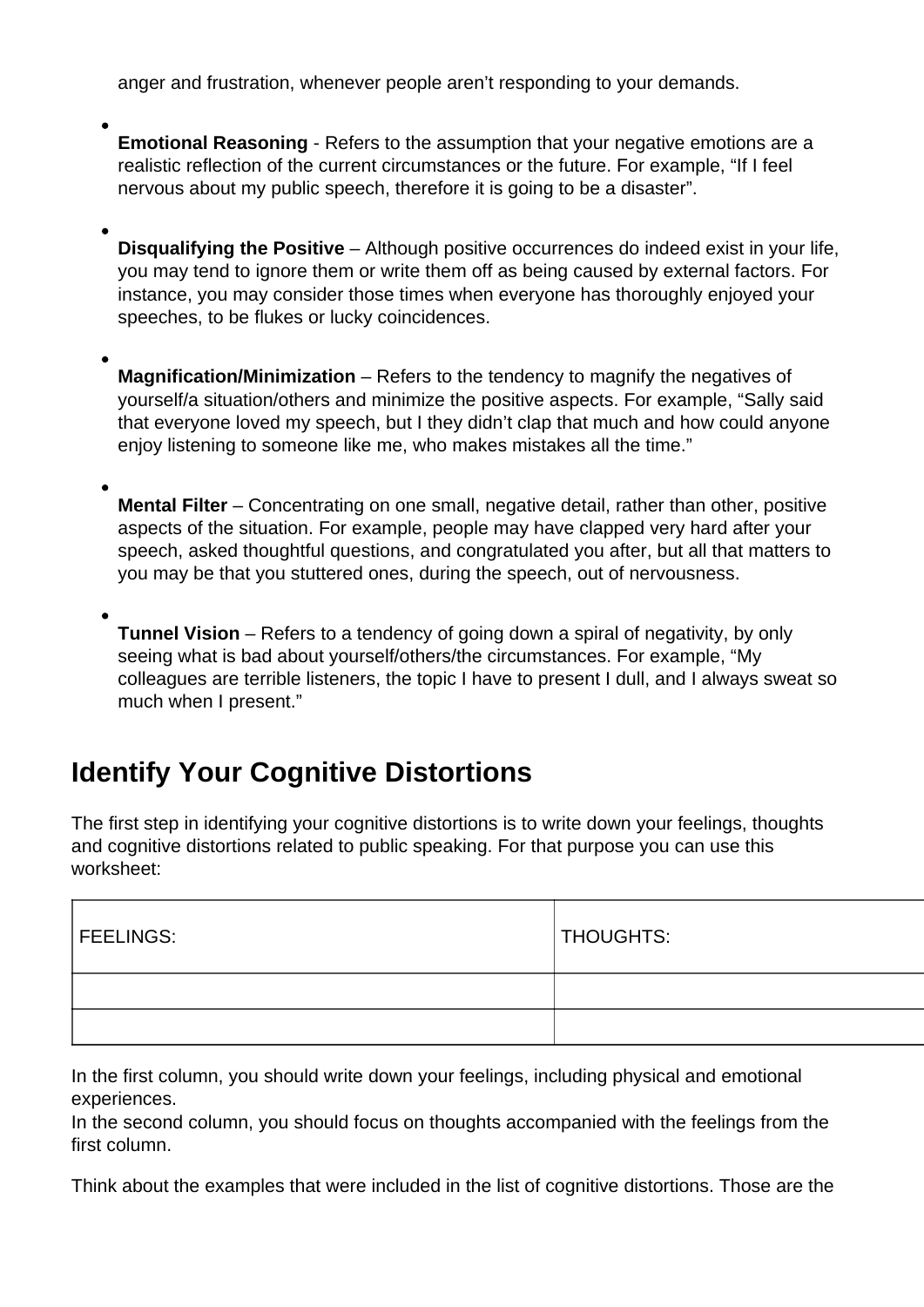anger and frustration, whenever people aren't responding to your demands.

- **Emotional Reasoning** - Refers to the assumption that your negative emotions are a realistic reflection of the current circumstances or the future. For example, "If I feel nervous about my public speech, therefore it is going to be a disaster".

- **Disqualifying the Positive** – Although positive occurrences do indeed exist in your life, you may tend to ignore them or write them off as being caused by external factors. For instance, you may consider those times when everyone has thoroughly enjoyed your speeches, to be flukes or lucky coincidences.

- **Magnification/Minimization** – Refers to the tendency to magnify the negatives of yourself/a situation/others and minimize the positive aspects. For example, "Sally said that everyone loved my speech, but I they didn't clap that much and how could anyone enjoy listening to someone like me, who makes mistakes all the time."

- **Mental Filter** – Concentrating on one small, negative detail, rather than other, positive aspects of the situation. For example, people may have clapped very hard after your speech, asked thoughtful questions, and congratulated you after, but all that matters to you may be that you stuttered ones, during the speech, out of nervousness.

- **Tunnel Vision** – Refers to a tendency of going down a spiral of negativity, by only seeing what is bad about yourself/others/the circumstances. For example, "My colleagues are terrible listeners, the topic I have to present I dull, and I always sweat so much when I present."

## Identify Your Cognitive Distortions

The first step in identifying your cognitive distortions is to write down your feelings, thoughts and cognitive distortions related to public speaking. For that purpose you can use this worksheet:

| FEELINGS: | THOUGHTS: |
| --- | --- |
| | |
| | |

In the first column, you should write down your feelings, including physical and emotional experiences.
In the second column, you should focus on thoughts accompanied with the feelings from the first column.

Think about the examples that were included in the list of cognitive distortions. Those are the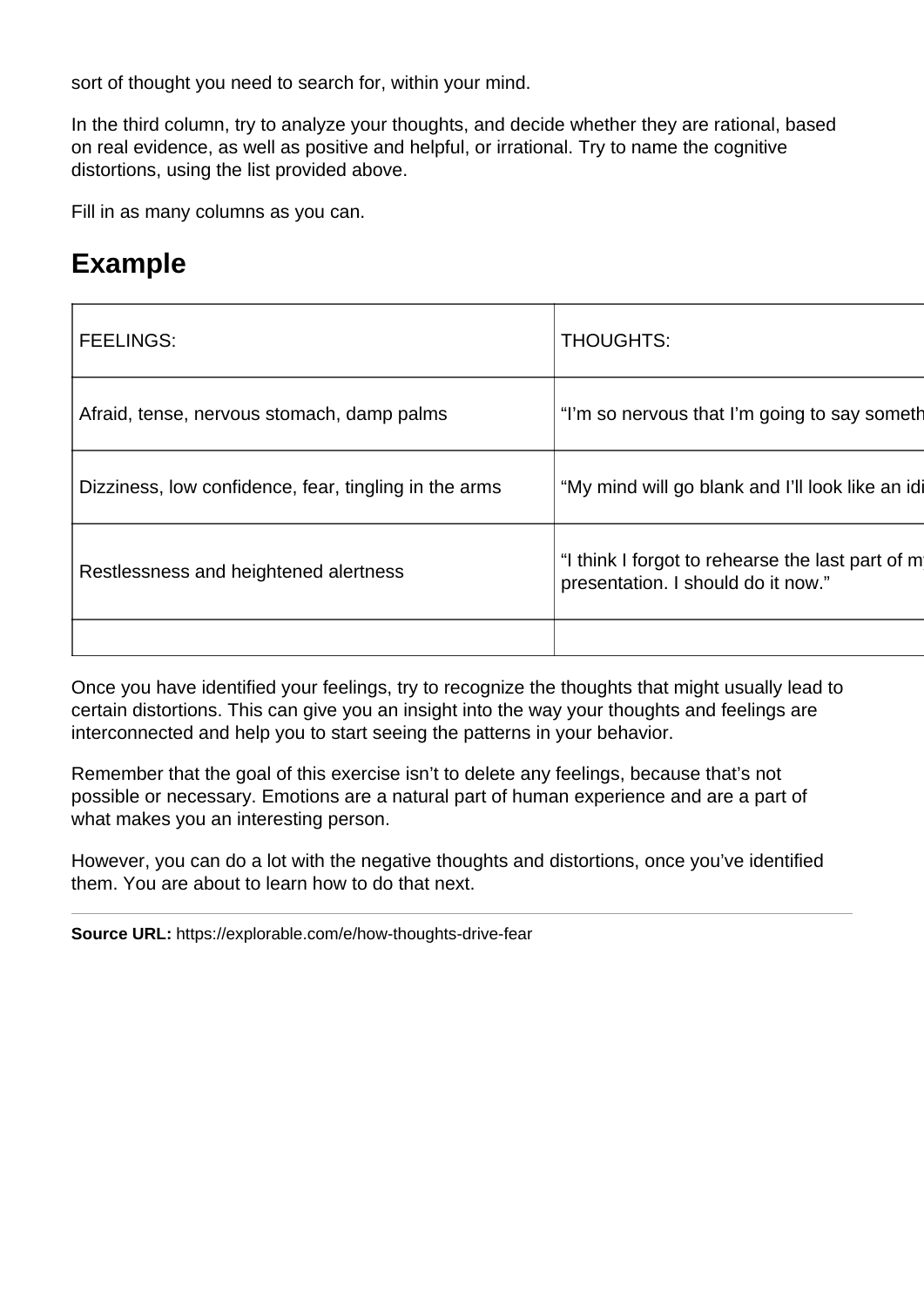sort of thought you need to search for, within your mind.

In the third column, try to analyze your thoughts, and decide whether they are rational, based on real evidence, as well as positive and helpful, or irrational. Try to name the cognitive distortions, using the list provided above.

Fill in as many columns as you can.

## Example

| FEELINGS: | THOUGHTS: |
|---|---|
| Afraid, tense, nervous stomach, damp palms | "I'm so nervous that I'm going to say someth |
| Dizziness, low confidence, fear, tingling in the arms | "My mind will go blank and I'll look like an idi |
| Restlessness and heightened alertness | "I think I forgot to rehearse the last part of m presentation. I should do it now." |
| | |

Once you have identified your feelings, try to recognize the thoughts that might usually lead to certain distortions. This can give you an insight into the way your thoughts and feelings are interconnected and help you to start seeing the patterns in your behavior.

Remember that the goal of this exercise isn't to delete any feelings, because that's not possible or necessary. Emotions are a natural part of human experience and are a part of what makes you an interesting person.

However, you can do a lot with the negative thoughts and distortions, once you've identified them. You are about to learn how to do that next.

---

**Source URL:** https://explorable.com/e/how-thoughts-drive-fear